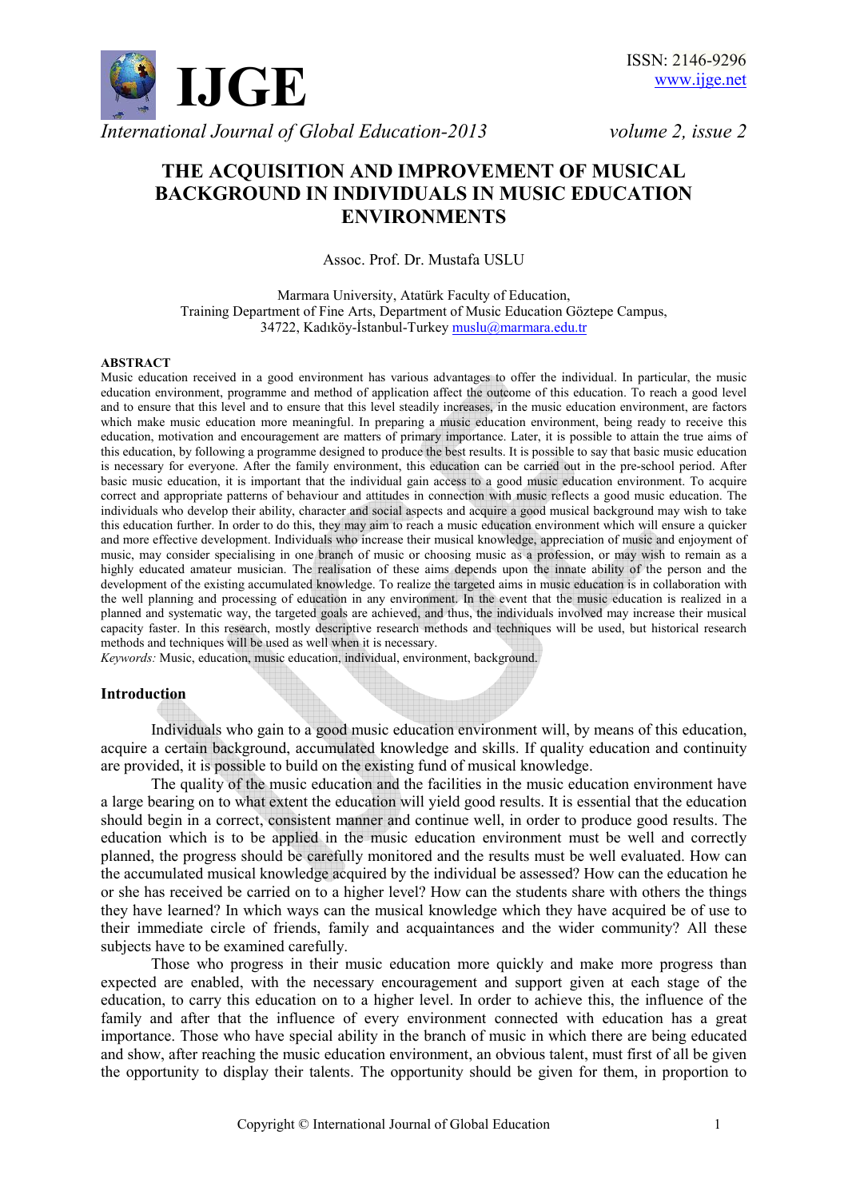# THE ACQUISITION AND IMPROVEMENT OF MUSICAL BACKGROUND IN INDIVIDUALS IN MUSIC EDUCATION ENVIRONMENTS

Assoc. Prof. Dr. Mustafa USLU

Marmara University, Atatürk Faculty of Education,
Training Department of Fine Arts, Department of Music Education Göztepe Campus,
34722, Kadıköy-İstanbul-Turkey muslu@marmara.edu.tr

**ABSTRACT**

Music education received in a good environment has various advantages to offer the individual. In particular, the music education environment, programme and method of application affect the outcome of this education. To reach a good level and to ensure that this level steadily increases, in the music education environment, are factors which make music education more meaningful. In preparing a music education environment, being ready to receive this education, motivation and encouragement are matters of primary importance. Later, it is possible to attain the true aims of this education, by following a programme designed to produce the best results. It is possible to say that basic music education is necessary for everyone. After the family environment, this education can be carried out in the pre-school period. After basic music education, it is important that the individual gain access to a good music education environment. To acquire correct and appropriate patterns of behaviour and attitudes in connection with music reflects a good music education. The individuals who develop their ability, character and social aspects and acquire a good musical background may wish to take this education further. In order to do this, they may aim to reach a music education environment which will ensure a quicker and more effective development. Individuals who increase their musical knowledge, appreciation of music and enjoyment of music, may consider specialising in one branch of music or choosing music as a profession, or may wish to remain as a highly educated amateur musician. The realisation of these aims depends upon the innate ability of the person and the development of the existing accumulated knowledge. To realize the targeted aims in music education is in collaboration with the well planning and processing of education in any environment. In the event that the music education is realized in a planned and systematic way, the targeted goals are achieved, and thus, the individuals involved may increase their musical capacity faster. In this research, mostly descriptive research methods and techniques will be used, but historical research methods and techniques will be used as well when it is necessary.

*Keywords:* Music, education, music education, individual, environment, background.

## Introduction

Individuals who gain to a good music education environment will, by means of this education, acquire a certain background, accumulated knowledge and skills. If quality education and continuity are provided, it is possible to build on the existing fund of musical knowledge.

The quality of the music education and the facilities in the music education environment have a large bearing on to what extent the education will yield good results. It is essential that the education should begin in a correct, consistent manner and continue well, in order to produce good results. The education which is to be applied in the music education environment must be well and correctly planned, the progress should be carefully monitored and the results must be well evaluated. How can the accumulated musical knowledge acquired by the individual be assessed? How can the education he or she has received be carried on to a higher level? How can the students share with others the things they have learned? In which ways can the musical knowledge which they have acquired be of use to their immediate circle of friends, family and acquaintances and the wider community? All these subjects have to be examined carefully.

Those who progress in their music education more quickly and make more progress than expected are enabled, with the necessary encouragement and support given at each stage of the education, to carry this education on to a higher level. In order to achieve this, the influence of the family and after that the influence of every environment connected with education has a great importance. Those who have special ability in the branch of music in which there are being educated and show, after reaching the music education environment, an obvious talent, must first of all be given the opportunity to display their talents. The opportunity should be given for them, in proportion to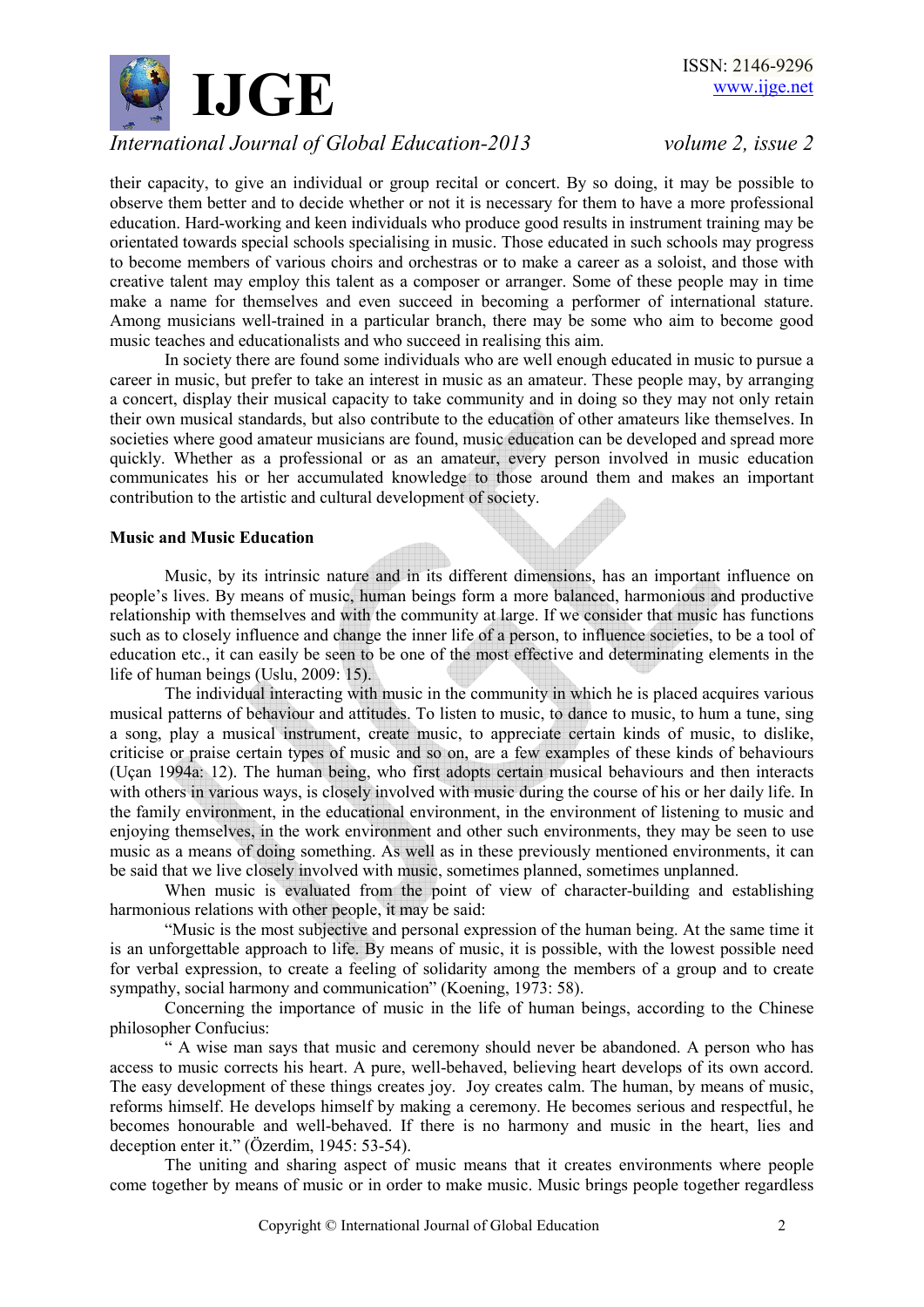their capacity, to give an individual or group recital or concert. By so doing, it may be possible to observe them better and to decide whether or not it is necessary for them to have a more professional education. Hard-working and keen individuals who produce good results in instrument training may be orientated towards special schools specialising in music. Those educated in such schools may progress to become members of various choirs and orchestras or to make a career as a soloist, and those with creative talent may employ this talent as a composer or arranger. Some of these people may in time make a name for themselves and even succeed in becoming a performer of international stature. Among musicians well-trained in a particular branch, there may be some who aim to become good music teaches and educationalists and who succeed in realising this aim.

In society there are found some individuals who are well enough educated in music to pursue a career in music, but prefer to take an interest in music as an amateur. These people may, by arranging a concert, display their musical capacity to take community and in doing so they may not only retain their own musical standards, but also contribute to the education of other amateurs like themselves. In societies where good amateur musicians are found, music education can be developed and spread more quickly. Whether as a professional or as an amateur, every person involved in music education communicates his or her accumulated knowledge to those around them and makes an important contribution to the artistic and cultural development of society.

**Music and Music Education**

Music, by its intrinsic nature and in its different dimensions, has an important influence on people's lives. By means of music, human beings form a more balanced, harmonious and productive relationship with themselves and with the community at large. If we consider that music has functions such as to closely influence and change the inner life of a person, to influence societies, to be a tool of education etc., it can easily be seen to be one of the most effective and determinating elements in the life of human beings (Uslu, 2009: 15).

The individual interacting with music in the community in which he is placed acquires various musical patterns of behaviour and attitudes. To listen to music, to dance to music, to hum a tune, sing a song, play a musical instrument, create music, to appreciate certain kinds of music, to dislike, criticise or praise certain types of music and so on, are a few examples of these kinds of behaviours (Uçan 1994a: 12). The human being, who first adopts certain musical behaviours and then interacts with others in various ways, is closely involved with music during the course of his or her daily life. In the family environment, in the educational environment, in the environment of listening to music and enjoying themselves, in the work environment and other such environments, they may be seen to use music as a means of doing something. As well as in these previously mentioned environments, it can be said that we live closely involved with music, sometimes planned, sometimes unplanned.

When music is evaluated from the point of view of character-building and establishing harmonious relations with other people, it may be said:

"Music is the most subjective and personal expression of the human being. At the same time it is an unforgettable approach to life. By means of music, it is possible, with the lowest possible need for verbal expression, to create a feeling of solidarity among the members of a group and to create sympathy, social harmony and communication" (Koening, 1973: 58).

Concerning the importance of music in the life of human beings, according to the Chinese philosopher Confucius:

" A wise man says that music and ceremony should never be abandoned. A person who has access to music corrects his heart. A pure, well-behaved, believing heart develops of its own accord. The easy development of these things creates joy. Joy creates calm. The human, by means of music, reforms himself. He develops himself by making a ceremony. He becomes serious and respectful, he becomes honourable and well-behaved. If there is no harmony and music in the heart, lies and deception enter it." (Özerdim, 1945: 53-54).

The uniting and sharing aspect of music means that it creates environments where people come together by means of music or in order to make music. Music brings people together regardless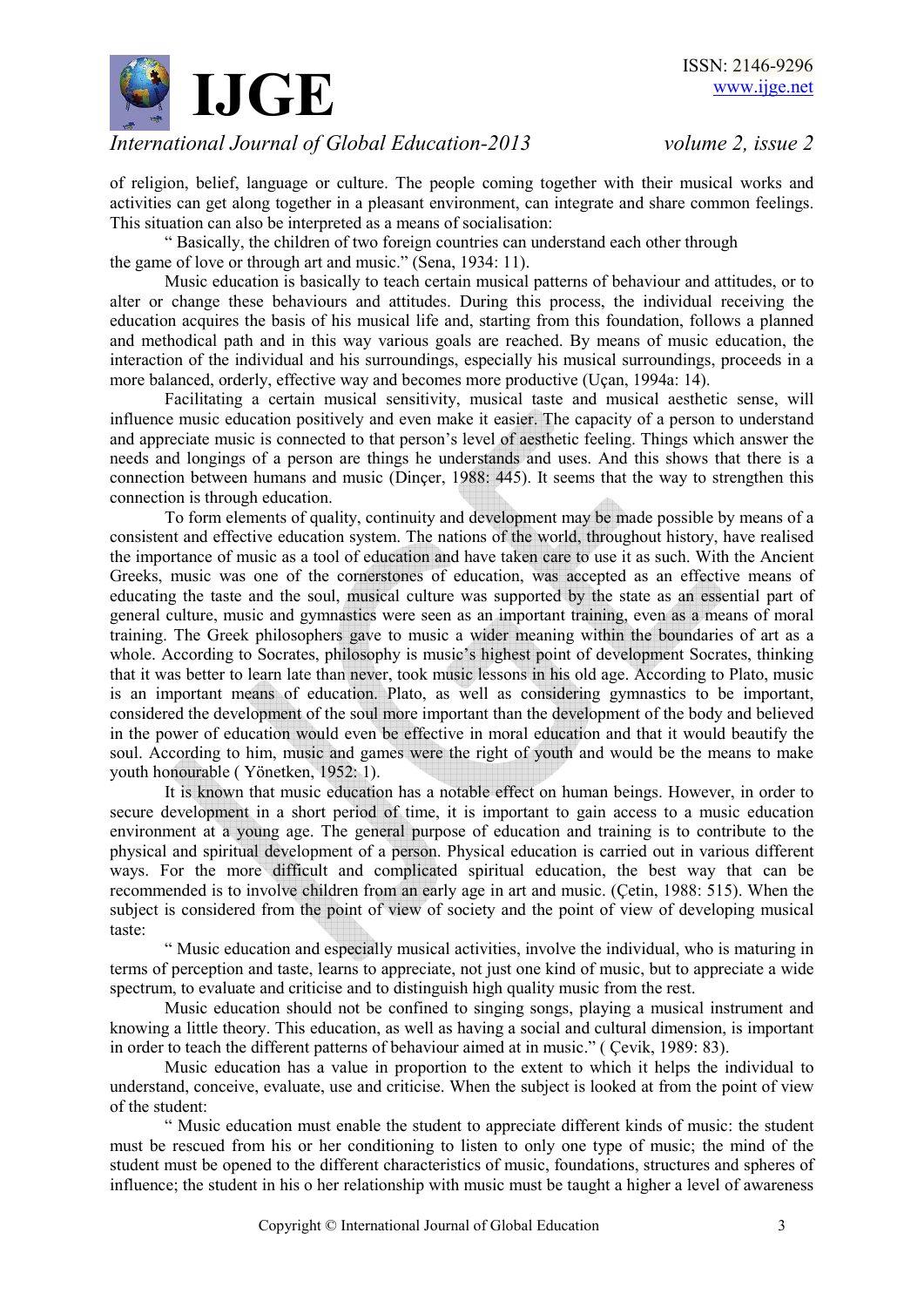of religion, belief, language or culture. The people coming together with their musical works and activities can get along together in a pleasant environment, can integrate and share common feelings. This situation can also be interpreted as a means of socialisation:

" Basically, the children of two foreign countries can understand each other through the game of love or through art and music." (Sena, 1934: 11).

Music education is basically to teach certain musical patterns of behaviour and attitudes, or to alter or change these behaviours and attitudes. During this process, the individual receiving the education acquires the basis of his musical life and, starting from this foundation, follows a planned and methodical path and in this way various goals are reached. By means of music education, the interaction of the individual and his surroundings, especially his musical surroundings, proceeds in a more balanced, orderly, effective way and becomes more productive (Uçan, 1994a: 14).

Facilitating a certain musical sensitivity, musical taste and musical aesthetic sense, will influence music education positively and even make it easier. The capacity of a person to understand and appreciate music is connected to that person's level of aesthetic feeling. Things which answer the needs and longings of a person are things he understands and uses. And this shows that there is a connection between humans and music (Dinçer, 1988: 445). It seems that the way to strengthen this connection is through education.

To form elements of quality, continuity and development may be made possible by means of a consistent and effective education system. The nations of the world, throughout history, have realised the importance of music as a tool of education and have taken care to use it as such. With the Ancient Greeks, music was one of the cornerstones of education, was accepted as an effective means of educating the taste and the soul, musical culture was supported by the state as an essential part of general culture, music and gymnastics were seen as an important training, even as a means of moral training. The Greek philosophers gave to music a wider meaning within the boundaries of art as a whole. According to Socrates, philosophy is music's highest point of development Socrates, thinking that it was better to learn late than never, took music lessons in his old age. According to Plato, music is an important means of education. Plato, as well as considering gymnastics to be important, considered the development of the soul more important than the development of the body and believed in the power of education would even be effective in moral education and that it would beautify the soul. According to him, music and games were the right of youth and would be the means to make youth honourable ( Yönetken, 1952: 1).

It is known that music education has a notable effect on human beings. However, in order to secure development in a short period of time, it is important to gain access to a music education environment at a young age. The general purpose of education and training is to contribute to the physical and spiritual development of a person. Physical education is carried out in various different ways. For the more difficult and complicated spiritual education, the best way that can be recommended is to involve children from an early age in art and music. (Çetin, 1988: 515). When the subject is considered from the point of view of society and the point of view of developing musical taste:

" Music education and especially musical activities, involve the individual, who is maturing in terms of perception and taste, learns to appreciate, not just one kind of music, but to appreciate a wide spectrum, to evaluate and criticise and to distinguish high quality music from the rest.

Music education should not be confined to singing songs, playing a musical instrument and knowing a little theory. This education, as well as having a social and cultural dimension, is important in order to teach the different patterns of behaviour aimed at in music." ( Çevik, 1989: 83).

Music education has a value in proportion to the extent to which it helps the individual to understand, conceive, evaluate, use and criticise. When the subject is looked at from the point of view of the student:

" Music education must enable the student to appreciate different kinds of music: the student must be rescued from his or her conditioning to listen to only one type of music; the mind of the student must be opened to the different characteristics of music, foundations, structures and spheres of influence; the student in his o her relationship with music must be taught a higher a level of awareness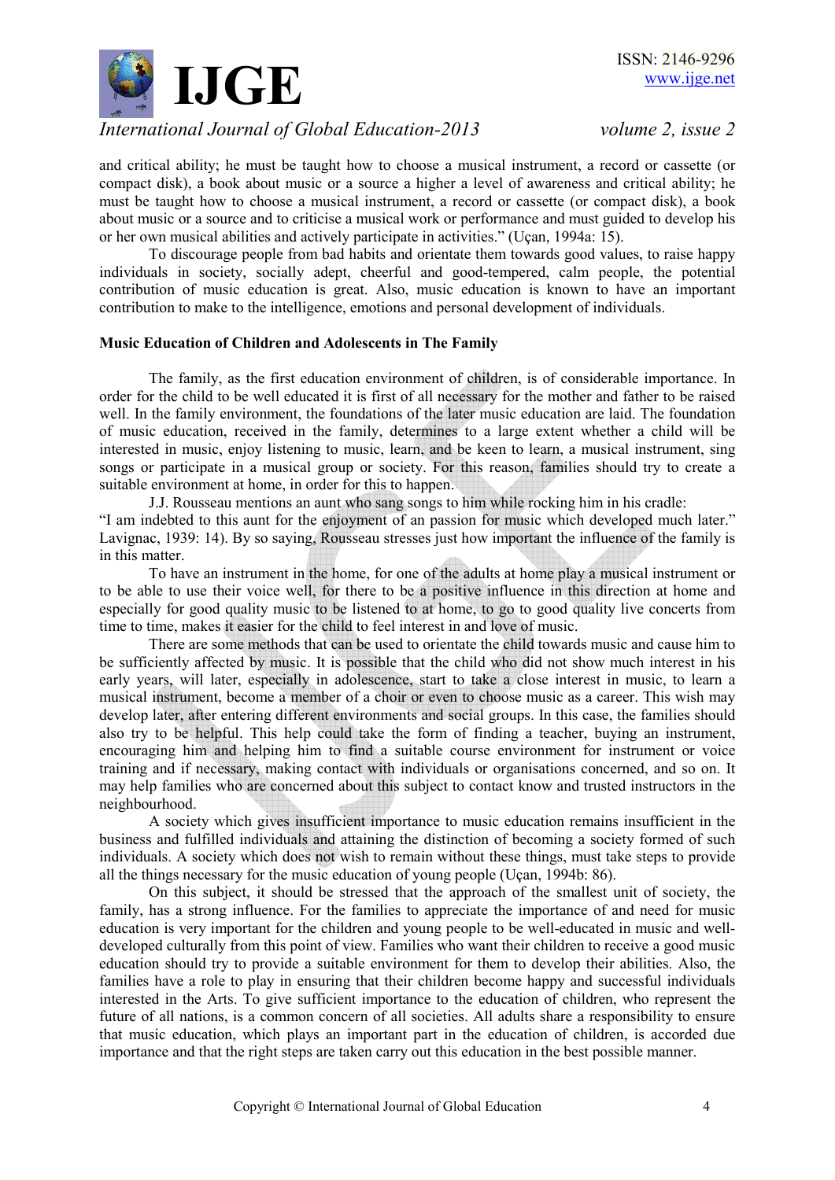and critical ability; he must be taught how to choose a musical instrument, a record or cassette (or compact disk), a book about music or a source a higher a level of awareness and critical ability; he must be taught how to choose a musical instrument, a record or cassette (or compact disk), a book about music or a source and to criticise a musical work or performance and must guided to develop his or her own musical abilities and actively participate in activities." (Uçan, 1994a: 15).

To discourage people from bad habits and orientate them towards good values, to raise happy individuals in society, socially adept, cheerful and good-tempered, calm people, the potential contribution of music education is great. Also, music education is known to have an important contribution to make to the intelligence, emotions and personal development of individuals.

### Music Education of Children and Adolescents in The Family

The family, as the first education environment of children, is of considerable importance. In order for the child to be well educated it is first of all necessary for the mother and father to be raised well. In the family environment, the foundations of the later music education are laid. The foundation of music education, received in the family, determines to a large extent whether a child will be interested in music, enjoy listening to music, learn, and be keen to learn, a musical instrument, sing songs or participate in a musical group or society. For this reason, families should try to create a suitable environment at home, in order for this to happen.

J.J. Rousseau mentions an aunt who sang songs to him while rocking him in his cradle: "I am indebted to this aunt for the enjoyment of an passion for music which developed much later." Lavignac, 1939: 14). By so saying, Rousseau stresses just how important the influence of the family is in this matter.

To have an instrument in the home, for one of the adults at home play a musical instrument or to be able to use their voice well, for there to be a positive influence in this direction at home and especially for good quality music to be listened to at home, to go to good quality live concerts from time to time, makes it easier for the child to feel interest in and love of music.

There are some methods that can be used to orientate the child towards music and cause him to be sufficiently affected by music. It is possible that the child who did not show much interest in his early years, will later, especially in adolescence, start to take a close interest in music, to learn a musical instrument, become a member of a choir or even to choose music as a career. This wish may develop later, after entering different environments and social groups. In this case, the families should also try to be helpful. This help could take the form of finding a teacher, buying an instrument, encouraging him and helping him to find a suitable course environment for instrument or voice training and if necessary, making contact with individuals or organisations concerned, and so on. It may help families who are concerned about this subject to contact know and trusted instructors in the neighbourhood.

A society which gives insufficient importance to music education remains insufficient in the business and fulfilled individuals and attaining the distinction of becoming a society formed of such individuals. A society which does not wish to remain without these things, must take steps to provide all the things necessary for the music education of young people (Uçan, 1994b: 86).

On this subject, it should be stressed that the approach of the smallest unit of society, the family, has a strong influence. For the families to appreciate the importance of and need for music education is very important for the children and young people to be well-educated in music and well-developed culturally from this point of view. Families who want their children to receive a good music education should try to provide a suitable environment for them to develop their abilities. Also, the families have a role to play in ensuring that their children become happy and successful individuals interested in the Arts. To give sufficient importance to the education of children, who represent the future of all nations, is a common concern of all societies. All adults share a responsibility to ensure that music education, which plays an important part in the education of children, is accorded due importance and that the right steps are taken carry out this education in the best possible manner.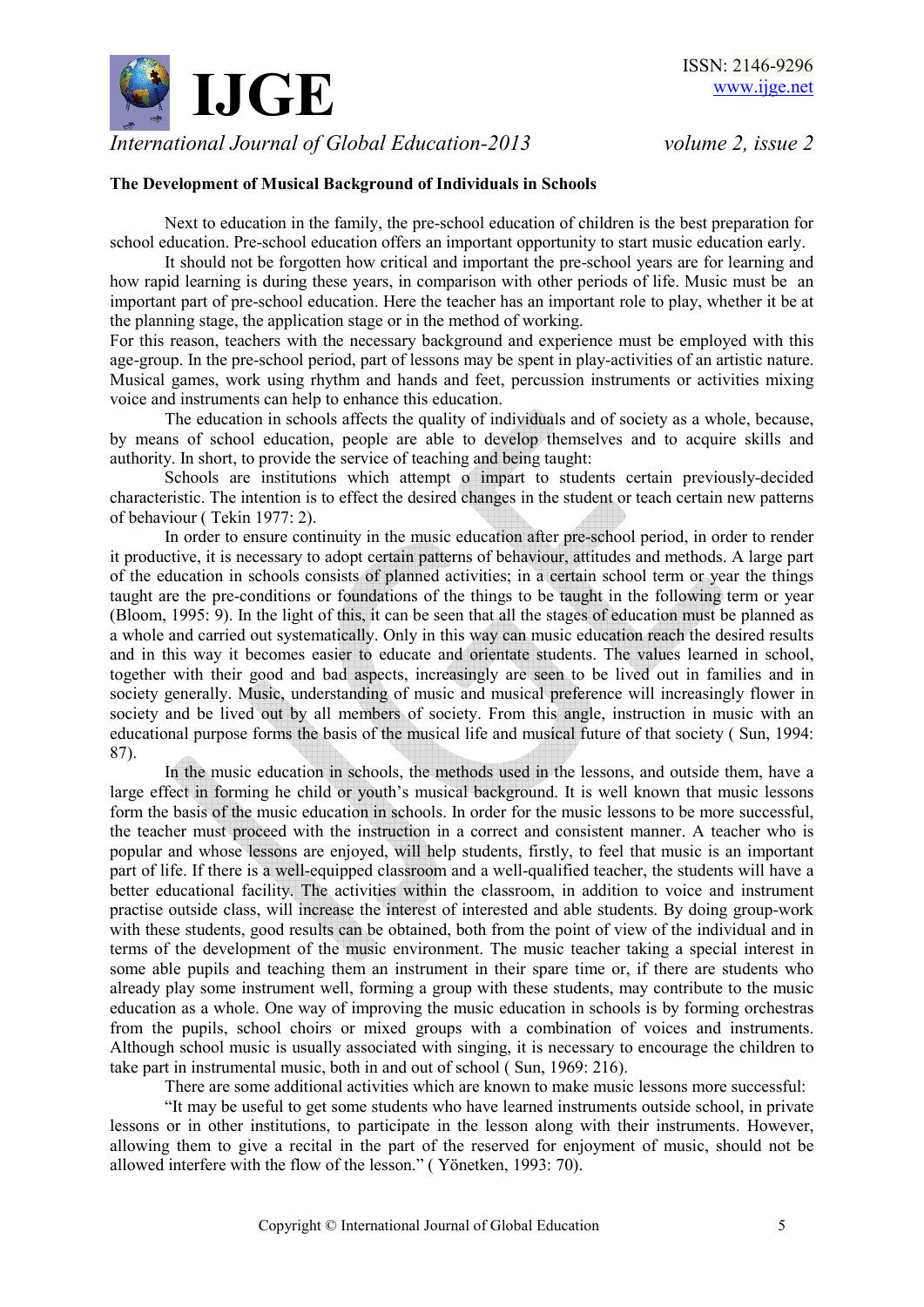**The Development of Musical Background of Individuals in Schools**

Next to education in the family, the pre-school education of children is the best preparation for school education. Pre-school education offers an important opportunity to start music education early.

It should not be forgotten how critical and important the pre-school years are for learning and how rapid learning is during these years, in comparison with other periods of life. Music must be an important part of pre-school education. Here the teacher has an important role to play, whether it be at the planning stage, the application stage or in the method of working.

For this reason, teachers with the necessary background and experience must be employed with this age-group. In the pre-school period, part of lessons may be spent in play-activities of an artistic nature. Musical games, work using rhythm and hands and feet, percussion instruments or activities mixing voice and instruments can help to enhance this education.

The education in schools affects the quality of individuals and of society as a whole, because, by means of school education, people are able to develop themselves and to acquire skills and authority. In short, to provide the service of teaching and being taught:

Schools are institutions which attempt o impart to students certain previously-decided characteristic. The intention is to effect the desired changes in the student or teach certain new patterns of behaviour ( Tekin 1977: 2).

In order to ensure continuity in the music education after pre-school period, in order to render it productive, it is necessary to adopt certain patterns of behaviour, attitudes and methods. A large part of the education in schools consists of planned activities; in a certain school term or year the things taught are the pre-conditions or foundations of the things to be taught in the following term or year (Bloom, 1995: 9). In the light of this, it can be seen that all the stages of education must be planned as a whole and carried out systematically. Only in this way can music education reach the desired results and in this way it becomes easier to educate and orientate students. The values learned in school, together with their good and bad aspects, increasingly are seen to be lived out in families and in society generally. Music, understanding of music and musical preference will increasingly flower in society and be lived out by all members of society. From this angle, instruction in music with an educational purpose forms the basis of the musical life and musical future of that society ( Sun, 1994: 87).

In the music education in schools, the methods used in the lessons, and outside them, have a large effect in forming he child or youth's musical background. It is well known that music lessons form the basis of the music education in schools. In order for the music lessons to be more successful, the teacher must proceed with the instruction in a correct and consistent manner. A teacher who is popular and whose lessons are enjoyed, will help students, firstly, to feel that music is an important part of life. If there is a well-equipped classroom and a well-qualified teacher, the students will have a better educational facility. The activities within the classroom, in addition to voice and instrument practise outside class, will increase the interest of interested and able students. By doing group-work with these students, good results can be obtained, both from the point of view of the individual and in terms of the development of the music environment. The music teacher taking a special interest in some able pupils and teaching them an instrument in their spare time or, if there are students who already play some instrument well, forming a group with these students, may contribute to the music education as a whole. One way of improving the music education in schools is by forming orchestras from the pupils, school choirs or mixed groups with a combination of voices and instruments. Although school music is usually associated with singing, it is necessary to encourage the children to take part in instrumental music, both in and out of school ( Sun, 1969: 216).

There are some additional activities which are known to make music lessons more successful:

"It may be useful to get some students who have learned instruments outside school, in private lessons or in other institutions, to participate in the lesson along with their instruments. However, allowing them to give a recital in the part of the reserved for enjoyment of music, should not be allowed interfere with the flow of the lesson." ( Yönetken, 1993: 70).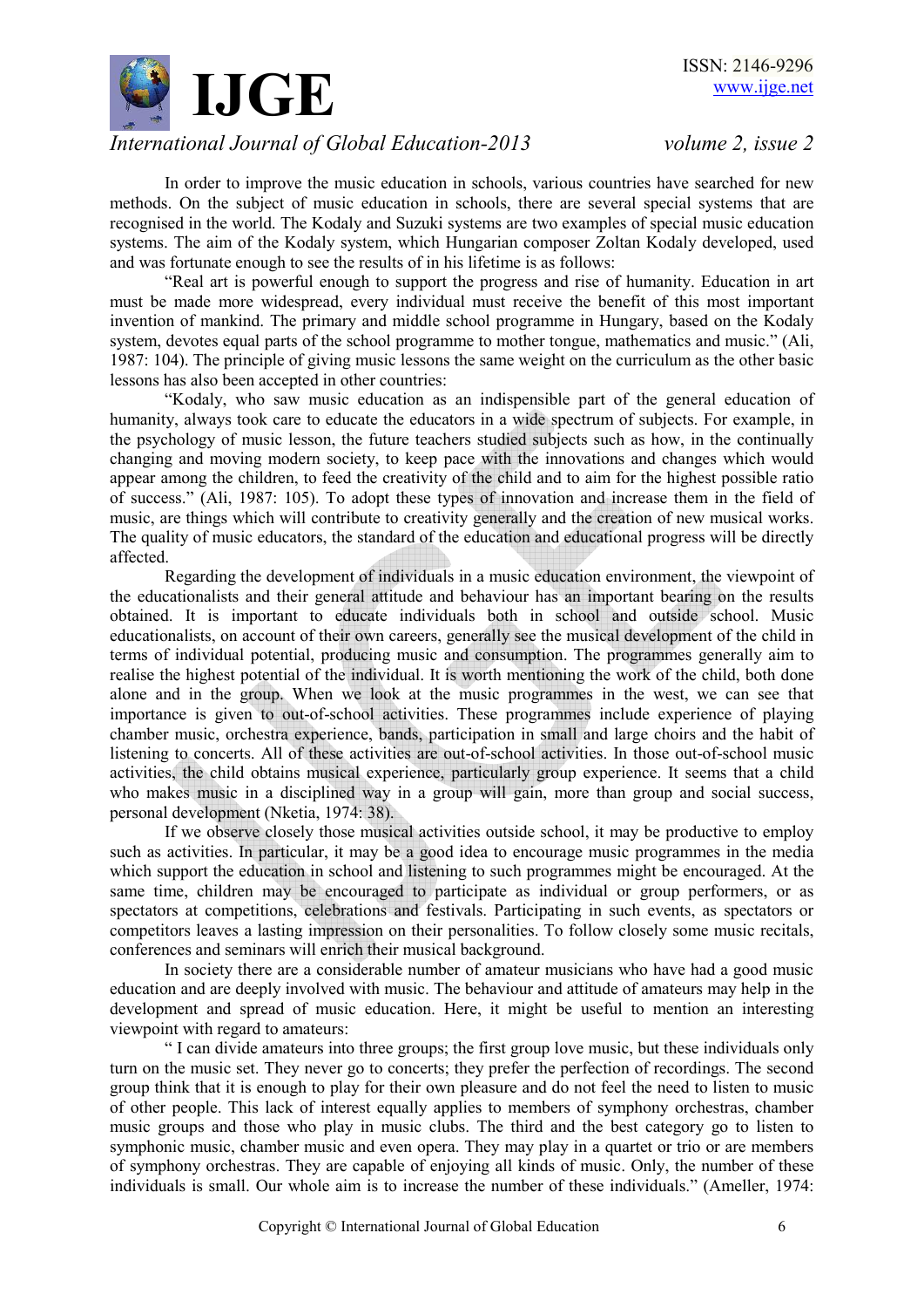In order to improve the music education in schools, various countries have searched for new methods. On the subject of music education in schools, there are several special systems that are recognised in the world. The Kodaly and Suzuki systems are two examples of special music education systems. The aim of the Kodaly system, which Hungarian composer Zoltan Kodaly developed, used and was fortunate enough to see the results of in his lifetime is as follows:

"Real art is powerful enough to support the progress and rise of humanity. Education in art must be made more widespread, every individual must receive the benefit of this most important invention of mankind. The primary and middle school programme in Hungary, based on the Kodaly system, devotes equal parts of the school programme to mother tongue, mathematics and music." (Ali, 1987: 104). The principle of giving music lessons the same weight on the curriculum as the other basic lessons has also been accepted in other countries:

"Kodaly, who saw music education as an indispensible part of the general education of humanity, always took care to educate the educators in a wide spectrum of subjects. For example, in the psychology of music lesson, the future teachers studied subjects such as how, in the continually changing and moving modern society, to keep pace with the innovations and changes which would appear among the children, to feed the creativity of the child and to aim for the highest possible ratio of success." (Ali, 1987: 105). To adopt these types of innovation and increase them in the field of music, are things which will contribute to creativity generally and the creation of new musical works. The quality of music educators, the standard of the education and educational progress will be directly affected.

Regarding the development of individuals in a music education environment, the viewpoint of the educationalists and their general attitude and behaviour has an important bearing on the results obtained. It is important to educate individuals both in school and outside school. Music educationalists, on account of their own careers, generally see the musical development of the child in terms of individual potential, producing music and consumption. The programmes generally aim to realise the highest potential of the individual. It is worth mentioning the work of the child, both done alone and in the group. When we look at the music programmes in the west, we can see that importance is given to out-of-school activities. These programmes include experience of playing chamber music, orchestra experience, bands, participation in small and large choirs and the habit of listening to concerts. All of these activities are out-of-school activities. In those out-of-school music activities, the child obtains musical experience, particularly group experience. It seems that a child who makes music in a disciplined way in a group will gain, more than group and social success, personal development (Nketia, 1974: 38).

If we observe closely those musical activities outside school, it may be productive to employ such as activities. In particular, it may be a good idea to encourage music programmes in the media which support the education in school and listening to such programmes might be encouraged. At the same time, children may be encouraged to participate as individual or group performers, or as spectators at competitions, celebrations and festivals. Participating in such events, as spectators or competitors leaves a lasting impression on their personalities. To follow closely some music recitals, conferences and seminars will enrich their musical background.

In society there are a considerable number of amateur musicians who have had a good music education and are deeply involved with music. The behaviour and attitude of amateurs may help in the development and spread of music education. Here, it might be useful to mention an interesting viewpoint with regard to amateurs:

" I can divide amateurs into three groups; the first group love music, but these individuals only turn on the music set. They never go to concerts; they prefer the perfection of recordings. The second group think that it is enough to play for their own pleasure and do not feel the need to listen to music of other people. This lack of interest equally applies to members of symphony orchestras, chamber music groups and those who play in music clubs. The third and the best category go to listen to symphonic music, chamber music and even opera. They may play in a quartet or trio or are members of symphony orchestras. They are capable of enjoying all kinds of music. Only, the number of these individuals is small. Our whole aim is to increase the number of these individuals." (Ameller, 1974: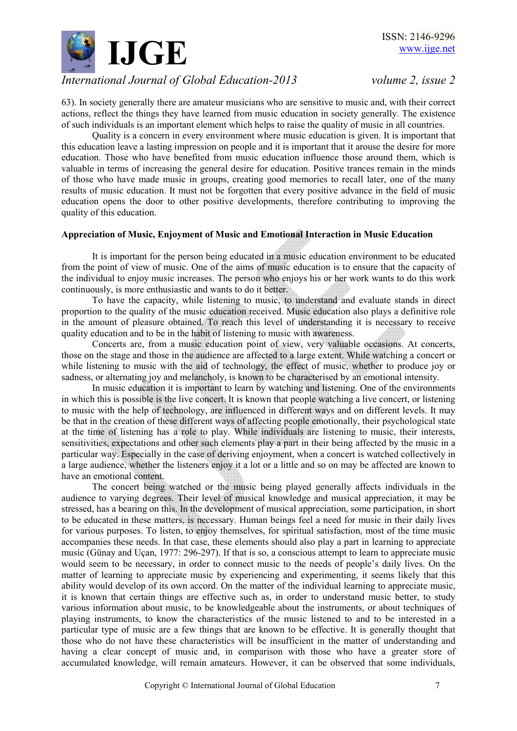63). In society generally there are amateur musicians who are sensitive to music and, with their correct actions, reflect the things they have learned from music education in society generally. The existence of such individuals is an important element which helps to raise the quality of music in all countries.

Quality is a concern in every environment where music education is given. It is important that this education leave a lasting impression on people and it is important that it arouse the desire for more education. Those who have benefited from music education influence those around them, which is valuable in terms of increasing the general desire for education. Positive trances remain in the minds of those who have made music in groups, creating good memories to recall later, one of the many results of music education. It must not be forgotten that every positive advance in the field of music education opens the door to other positive developments, therefore contributing to improving the quality of this education.

**Appreciation of Music, Enjoyment of Music and Emotional Interaction in Music Education**

It is important for the person being educated in a music education environment to be educated from the point of view of music. One of the aims of music education is to ensure that the capacity of the individual to enjoy music increases. The person who enjoys his or her work wants to do this work continuously, is more enthusiastic and wants to do it better.

To have the capacity, while listening to music, to understand and evaluate stands in direct proportion to the quality of the music education received. Music education also plays a definitive role in the amount of pleasure obtained. To reach this level of understanding it is necessary to receive quality education and to be in the habit of listening to music with awareness.

Concerts are, from a music education point of view, very valuable occasions. At concerts, those on the stage and those in the audience are affected to a large extent. While watching a concert or while listening to music with the aid of technology, the effect of music, whether to produce joy or sadness, or alternating joy and melancholy, is known to be characterised by an emotional intensity.

In music education it is important to learn by watching and listening. One of the environments in which this is possible is the live concert. It is known that people watching a live concert, or listening to music with the help of technology, are influenced in different ways and on different levels. It may be that in the creation of these different ways of affecting people emotionally, their psychological state at the time of listening has a role to play. While individuals are listening to music, their interests, sensitivities, expectations and other such elements play a part in their being affected by the music in a particular way. Especially in the case of deriving enjoyment, when a concert is watched collectively in a large audience, whether the listeners enjoy it a lot or a little and so on may be affected are known to have an emotional content.

The concert being watched or the music being played generally affects individuals in the audience to varying degrees. Their level of musical knowledge and musical appreciation, it may be stressed, has a bearing on this. In the development of musical appreciation, some participation, in short to be educated in these matters, is necessary. Human beings feel a need for music in their daily lives for various purposes. To listen, to enjoy themselves, for spiritual satisfaction, most of the time music accompanies these needs. In that case, these elements should also play a part in learning to appreciate music (Günay and Uçan, 1977: 296-297). If that is so, a conscious attempt to learn to appreciate music would seem to be necessary, in order to connect music to the needs of people's daily lives. On the matter of learning to appreciate music by experiencing and experimenting, it seems likely that this ability would develop of its own accord. On the matter of the individual learning to appreciate music, it is known that certain things are effective such as, in order to understand music better, to study various information about music, to be knowledgeable about the instruments, or about techniques of playing instruments, to know the characteristics of the music listened to and to be interested in a particular type of music are a few things that are known to be effective. It is generally thought that those who do not have these characteristics will be insufficient in the matter of understanding and having a clear concept of music and, in comparison with those who have a greater store of accumulated knowledge, will remain amateurs. However, it can be observed that some individuals,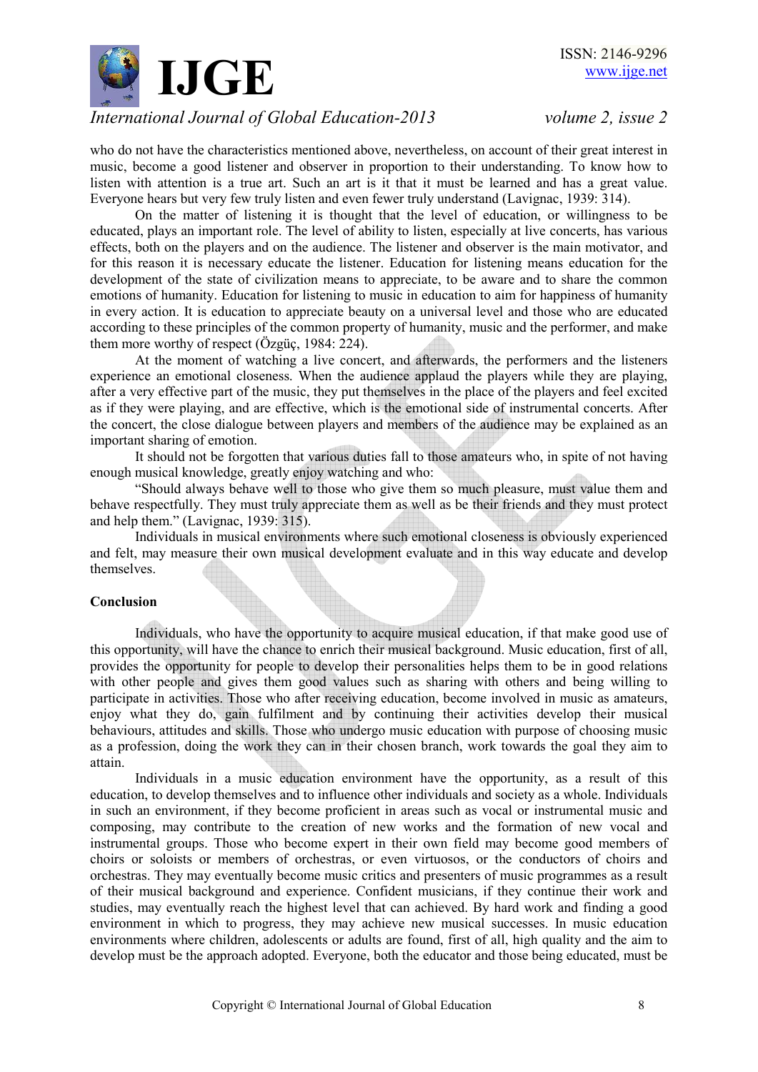who do not have the characteristics mentioned above, nevertheless, on account of their great interest in music, become a good listener and observer in proportion to their understanding. To know how to listen with attention is a true art. Such an art is it that it must be learned and has a great value. Everyone hears but very few truly listen and even fewer truly understand (Lavignac, 1939: 314).

On the matter of listening it is thought that the level of education, or willingness to be educated, plays an important role. The level of ability to listen, especially at live concerts, has various effects, both on the players and on the audience. The listener and observer is the main motivator, and for this reason it is necessary educate the listener. Education for listening means education for the development of the state of civilization means to appreciate, to be aware and to share the common emotions of humanity. Education for listening to music in education to aim for happiness of humanity in every action. It is education to appreciate beauty on a universal level and those who are educated according to these principles of the common property of humanity, music and the performer, and make them more worthy of respect (Özgüç, 1984: 224).

At the moment of watching a live concert, and afterwards, the performers and the listeners experience an emotional closeness. When the audience applaud the players while they are playing, after a very effective part of the music, they put themselves in the place of the players and feel excited as if they were playing, and are effective, which is the emotional side of instrumental concerts. After the concert, the close dialogue between players and members of the audience may be explained as an important sharing of emotion.

It should not be forgotten that various duties fall to those amateurs who, in spite of not having enough musical knowledge, greatly enjoy watching and who:

"Should always behave well to those who give them so much pleasure, must value them and behave respectfully. They must truly appreciate them as well as be their friends and they must protect and help them." (Lavignac, 1939: 315).

Individuals in musical environments where such emotional closeness is obviously experienced and felt, may measure their own musical development evaluate and in this way educate and develop themselves.

**Conclusion**

Individuals, who have the opportunity to acquire musical education, if that make good use of this opportunity, will have the chance to enrich their musical background. Music education, first of all, provides the opportunity for people to develop their personalities helps them to be in good relations with other people and gives them good values such as sharing with others and being willing to participate in activities. Those who after receiving education, become involved in music as amateurs, enjoy what they do, gain fulfilment and by continuing their activities develop their musical behaviours, attitudes and skills. Those who undergo music education with purpose of choosing music as a profession, doing the work they can in their chosen branch, work towards the goal they aim to attain.

Individuals in a music education environment have the opportunity, as a result of this education, to develop themselves and to influence other individuals and society as a whole. Individuals in such an environment, if they become proficient in areas such as vocal or instrumental music and composing, may contribute to the creation of new works and the formation of new vocal and instrumental groups. Those who become expert in their own field may become good members of choirs or soloists or members of orchestras, or even virtuosos, or the conductors of choirs and orchestras. They may eventually become music critics and presenters of music programmes as a result of their musical background and experience. Confident musicians, if they continue their work and studies, may eventually reach the highest level that can achieved. By hard work and finding a good environment in which to progress, they may achieve new musical successes. In music education environments where children, adolescents or adults are found, first of all, high quality and the aim to develop must be the approach adopted. Everyone, both the educator and those being educated, must be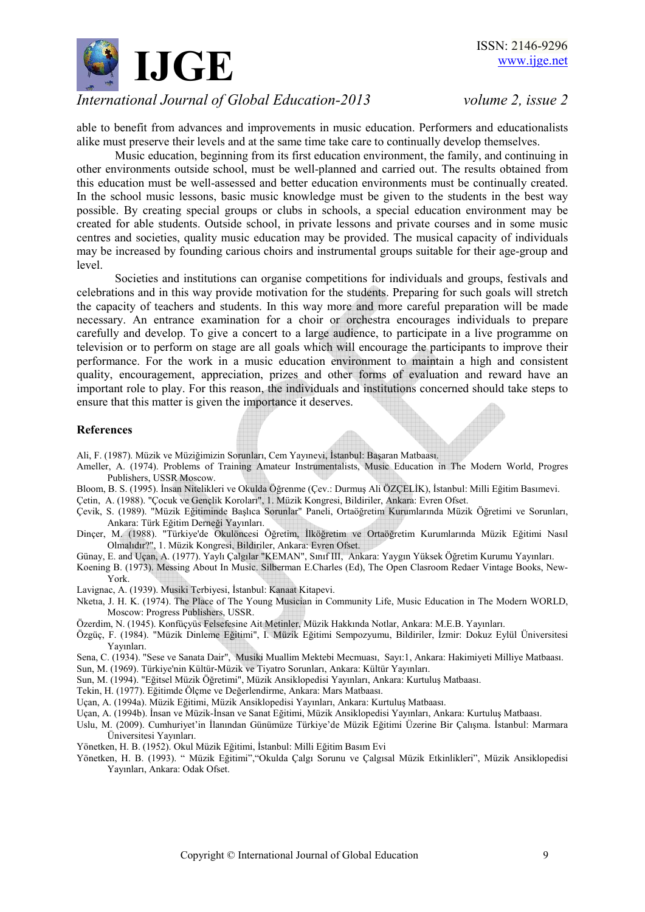able to benefit from advances and improvements in music education. Performers and educationalists alike must preserve their levels and at the same time take care to continually develop themselves.

Music education, beginning from its first education environment, the family, and continuing in other environments outside school, must be well-planned and carried out. The results obtained from this education must be well-assessed and better education environments must be continually created. In the school music lessons, basic music knowledge must be given to the students in the best way possible. By creating special groups or clubs in schools, a special education environment may be created for able students. Outside school, in private lessons and private courses and in some music centres and societies, quality music education may be provided. The musical capacity of individuals may be increased by founding carious choirs and instrumental groups suitable for their age-group and level.

Societies and institutions can organise competitions for individuals and groups, festivals and celebrations and in this way provide motivation for the students. Preparing for such goals will stretch the capacity of teachers and students. In this way more and more careful preparation will be made necessary. An entrance examination for a choir or orchestra encourages individuals to prepare carefully and develop. To give a concert to a large audience, to participate in a live programme on television or to perform on stage are all goals which will encourage the participants to improve their performance. For the work in a music education environment to maintain a high and consistent quality, encouragement, appreciation, prizes and other forms of evaluation and reward have an important role to play. For this reason, the individuals and institutions concerned should take steps to ensure that this matter is given the importance it deserves.

**References**

Ali, F. (1987). Müzik ve Müziğimizin Sorunları, Cem Yayınevi, İstanbul: Başaran Matbaası.

Ameller, A. (1974). Problems of Training Amateur Instrumentalists, Music Education in The Modern World, Progres Publishers, USSR Moscow.

Bloom, B. S. (1995). İnsan Nitelikleri ve Okulda Öğrenme (Çev.: Durmuş Ali ÖZÇELİK), İstanbul: Milli Eğitim Basımevi.

Çetin, A. (1988). "Çocuk ve Gençlik Koroları", 1. Müzik Kongresi, Bildiriler, Ankara: Evren Ofset.

Çevik, S. (1989). "Müzik Eğitiminde Başlıca Sorunlar" Paneli, Ortaöğretim Kurumlarında Müzik Öğretimi ve Sorunları, Ankara: Türk Eğitim Derneği Yayınları.

Dinçer, M. (1988). "Türkiye'de Okulöncesi Öğretim, İlköğretim ve Ortaöğretim Kurumlarında Müzik Eğitimi Nasıl Olmalıdır?", 1. Müzik Kongresi, Bildiriler, Ankara: Evren Ofset.

Günay, E. and Uçan, A. (1977). Yaylı Çalgılar "KEMAN", Sınıf III, Ankara: Yaygın Yüksek Öğretim Kurumu Yayınları.

Koening B. (1973). Messing About In Music. Silberman E.Charles (Ed), The Open Clasroom Redaer Vintage Books, New-York.

Lavignac, A. (1939). Musiki Terbiyesi, İstanbul: Kanaat Kitapevi.

Nketıa, J. H. K. (1974). The Place of The Young Musician in Community Life, Music Education in The Modern WORLD, Moscow: Progress Publishers, USSR.

Özerdim, N. (1945). Konfüçyüs Felsefesine Ait Metinler, Müzik Hakkında Notlar, Ankara: M.E.B. Yayınları.

Özgüç, F. (1984). "Müzik Dinleme Eğitimi", I. Müzik Eğitimi Sempozyumu, Bildiriler, İzmir: Dokuz Eylül Üniversitesi Yayınları.

Sena, C. (1934). "Sese ve Sanata Dair", Musiki Muallim Mektebi Mecmuası, Sayı:1, Ankara: Hakimiyeti Milliye Matbaası.

Sun, M. (1969). Türkiye'nin Kültür-Müzik ve Tiyatro Sorunları, Ankara: Kültür Yayınları.

Sun, M. (1994). "Eğitsel Müzik Öğretimi", Müzik Ansiklopedisi Yayınları, Ankara: Kurtuluş Matbaası.

Tekin, H. (1977). Eğitimde Ölçme ve Değerlendirme, Ankara: Mars Matbaası.

Uçan, A. (1994a). Müzik Eğitimi, Müzik Ansiklopedisi Yayınları, Ankara: Kurtuluş Matbaası.

Uçan, A. (1994b). İnsan ve Müzik-İnsan ve Sanat Eğitimi, Müzik Ansiklopedisi Yayınları, Ankara: Kurtuluş Matbaası.

Uslu, M. (2009). Cumhuriyet'in İlanından Günümüze Türkiye'de Müzik Eğitimi Üzerine Bir Çalışma. İstanbul: Marmara Üniversitesi Yayınları.

Yönetken, H. B. (1952). Okul Müzik Eğitimi, İstanbul: Milli Eğitim Basım Evi

Yönetken, H. B. (1993). " Müzik Eğitimi","Okulda Çalgı Sorunu ve Çalgısal Müzik Etkinlikleri", Müzik Ansiklopedisi Yayınları, Ankara: Odak Ofset.